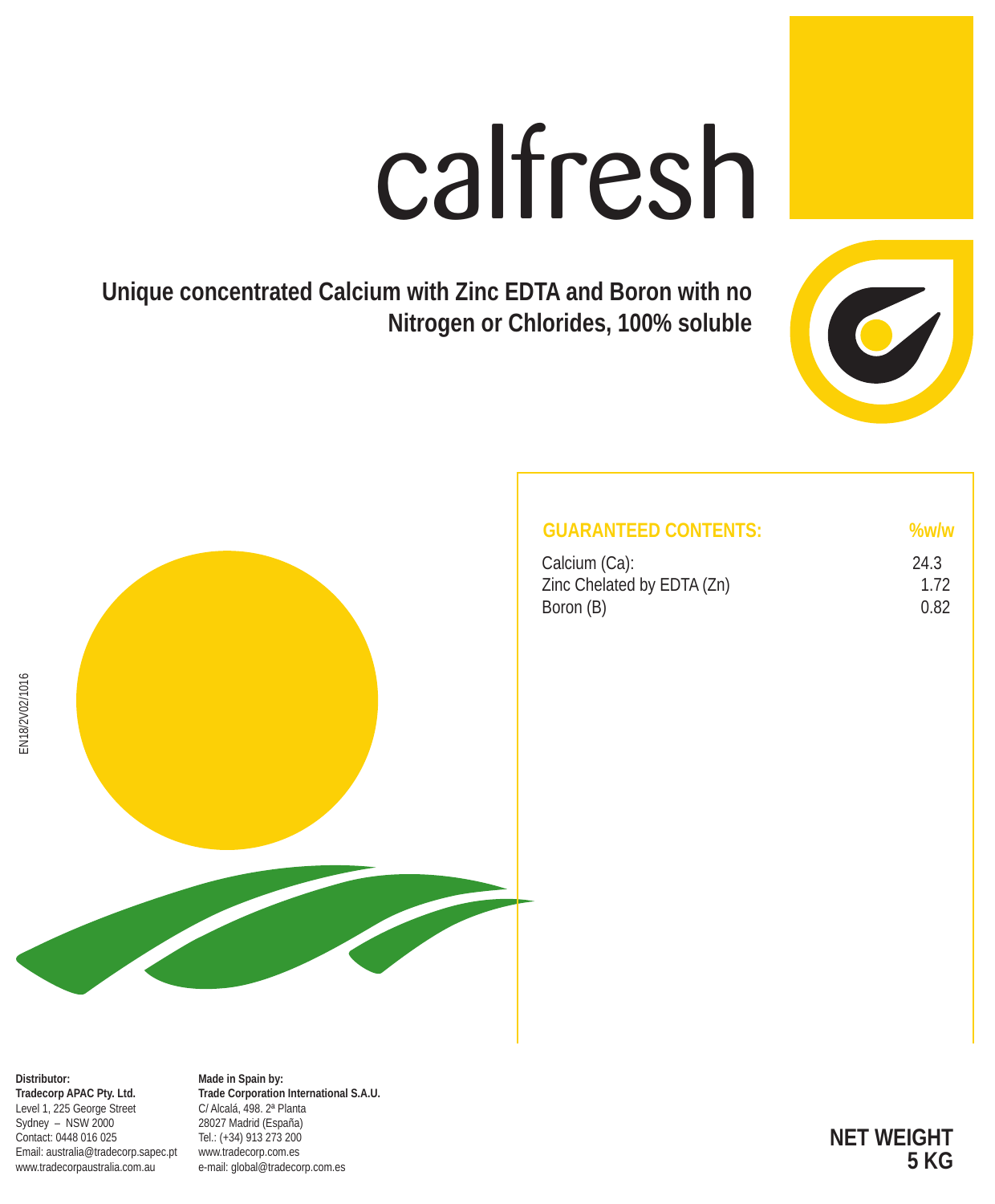# calfresh

**Unique concentrated Calcium with Zinc EDTA and Boron with no Nitrogen or Chlorides, 100% soluble**

EN18/2V02/1016

| GUARANTEED CONTENTS: | %w/w |
|---|---|
| Calcium (Ca): | 24.3 |
| Zinc Chelated by EDTA (Zn) | 1.72 |
| Boron (B) | 0.82 |

**Distributor:**
**Tradecorp APAC Pty. Ltd.**
Level 1, 225 George Street
Sydney – NSW 2000
Contact: 0448 016 025
Email: australia@tradecorp.sapec.pt
www.tradecorpaustralia.com.au

**Made in Spain by:**
**Trade Corporation International S.A.U.**
C/ Alcalá, 498. 2ª Planta
28027 Madrid (España)
Tel.: (+34) 913 273 200
www.tradecorp.com.es
e-mail: global@tradecorp.com.es

**NET WEIGHT**
**5 KG**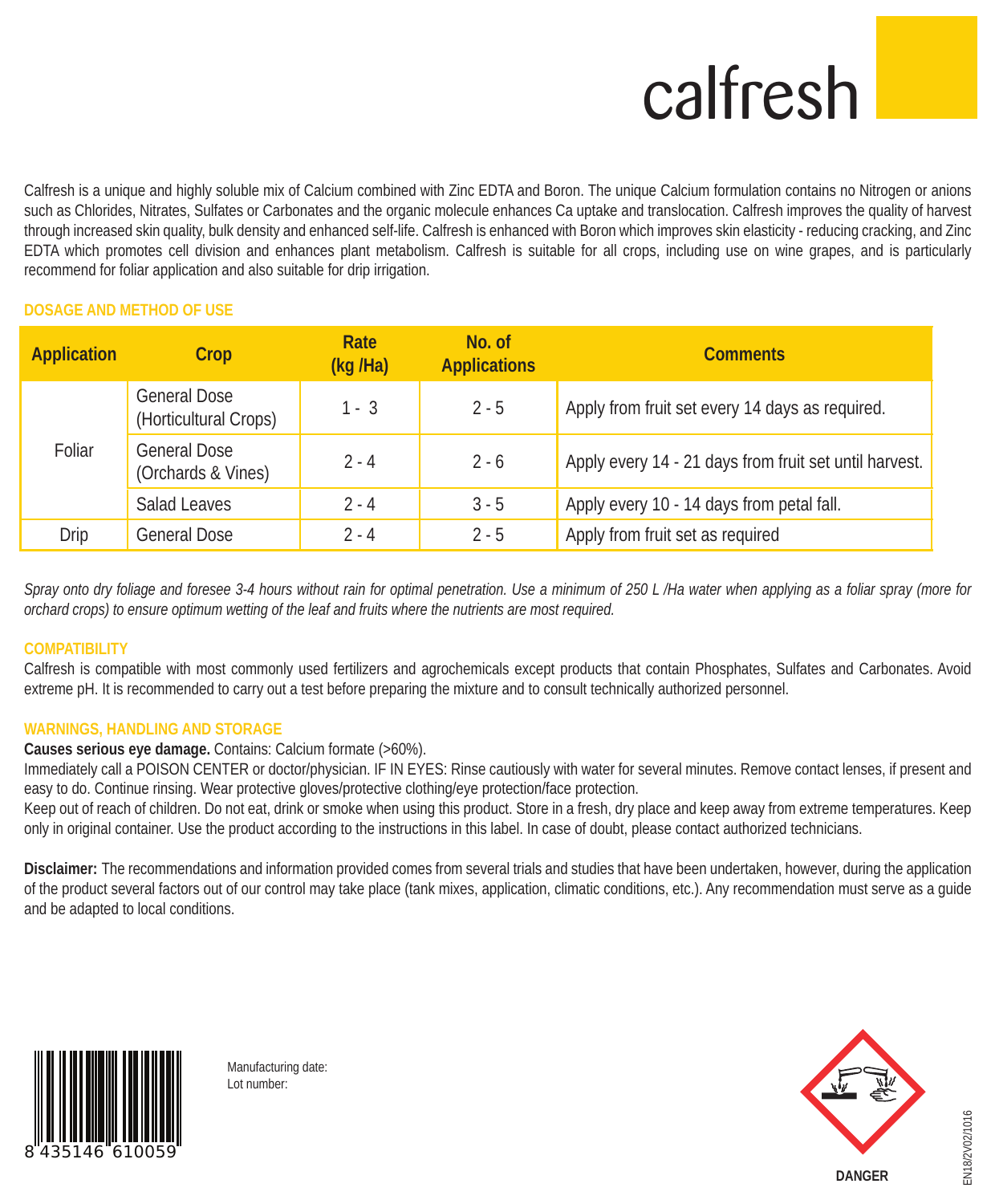# calfresh

Calfresh is a unique and highly soluble mix of Calcium combined with Zinc EDTA and Boron. The unique Calcium formulation contains no Nitrogen or anions such as Chlorides, Nitrates, Sulfates or Carbonates and the organic molecule enhances Ca uptake and translocation. Calfresh improves the quality of harvest through increased skin quality, bulk density and enhanced self-life. Calfresh is enhanced with Boron which improves skin elasticity - reducing cracking, and Zinc EDTA which promotes cell division and enhances plant metabolism. Calfresh is suitable for all crops, including use on wine grapes, and is particularly recommend for foliar application and also suitable for drip irrigation.

## DOSAGE AND METHOD OF USE

| Application | Crop | Rate (kg /Ha) | No. of Applications | Comments |
|---|---|---|---|---|
| Foliar | General Dose (Horticultural Crops) | 1 - 3 | 2 - 5 | Apply from fruit set every 14 days as required. |
| | General Dose (Orchards & Vines) | 2 - 4 | 2 - 6 | Apply every 14 - 21 days from fruit set until harvest. |
| | Salad Leaves | 2 - 4 | 3 - 5 | Apply every 10 - 14 days from petal fall. |
| Drip | General Dose | 2 - 4 | 2 - 5 | Apply from fruit set as required |

*Spray onto dry foliage and foresee 3-4 hours without rain for optimal penetration. Use a minimum of 250 L /Ha water when applying as a foliar spray (more for orchard crops) to ensure optimum wetting of the leaf and fruits where the nutrients are most required.*

## COMPATIBILITY

Calfresh is compatible with most commonly used fertilizers and agrochemicals except products that contain Phosphates, Sulfates and Carbonates. Avoid extreme pH. It is recommended to carry out a test before preparing the mixture and to consult technically authorized personnel.

## WARNINGS, HANDLING AND STORAGE

**Causes serious eye damage.** Contains: Calcium formate (>60%).

Immediately call a POISON CENTER or doctor/physician. IF IN EYES: Rinse cautiously with water for several minutes. Remove contact lenses, if present and easy to do. Continue rinsing. Wear protective gloves/protective clothing/eye protection/face protection.

Keep out of reach of children. Do not eat, drink or smoke when using this product. Store in a fresh, dry place and keep away from extreme temperatures. Keep only in original container. Use the product according to the instructions in this label. In case of doubt, please contact authorized technicians.

**Disclaimer:** The recommendations and information provided comes from several trials and studies that have been undertaken, however, during the application of the product several factors out of our control may take place (tank mixes, application, climatic conditions, etc.). Any recommendation must serve as a guide and be adapted to local conditions.

8 435146 610059

Manufacturing date:
Lot number:

DANGER

EN18/2V02/1016